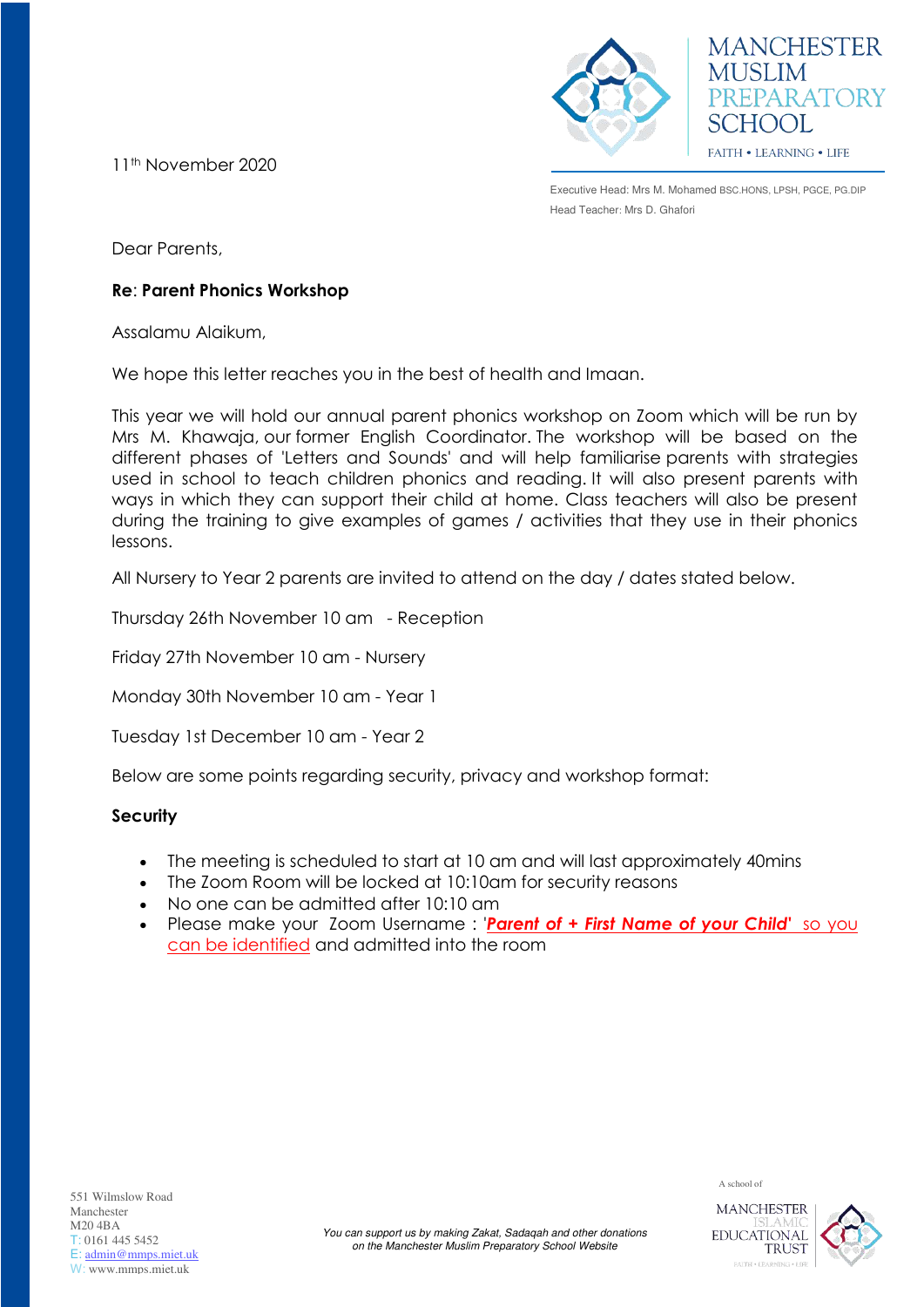MANCHESTER MUSLIM PREPARATORY SCHOOL

FAITH • LEARNING • LIFE

Executive Head: Mrs M. Mohamed BSC.HONS, LPSH, PGCE, PG.DIP

Head Teacher: Mrs D. Ghafori

11th November 2020

Dear Parents,

**Re: Parent Phonics Workshop**

Assalamu Alaikum,

We hope this letter reaches you in the best of health and Imaan.

This year we will hold our annual parent phonics workshop on Zoom which will be run by Mrs M. Khawaja, our former English Coordinator. The workshop will be based on the different phases of 'Letters and Sounds' and will help familiarise parents with strategies used in school to teach children phonics and reading. It will also present parents with ways in which they can support their child at home. Class teachers will also be present during the training to give examples of games / activities that they use in their phonics lessons.

All Nursery to Year 2 parents are invited to attend on the day / dates stated below.

Thursday 26th November 10 am - Reception

Friday 27th November 10 am - Nursery

Monday 30th November 10 am - Year 1

Tuesday 1st December 10 am - Year 2

Below are some points regarding security, privacy and workshop format:

**Security**

- The meeting is scheduled to start at 10 am and will last approximately 40mins
- The Zoom Room will be locked at 10:10am for security reasons
- No one can be admitted after 10:10 am
- Please make your Zoom Username : '***Parent of + First Name of your Child***' so you can be identified and admitted into the room

551 Wilmslow Road
Manchester
M20 4BA
T: 0161 445 5452
E: admin@mmps.miet.uk
W: www.mmps.miet.uk

*You can support us by making Zakat, Sadaqah and other donations on the Manchester Muslim Preparatory School Website*

A school of MANCHESTER ISLAMIC EDUCATIONAL TRUST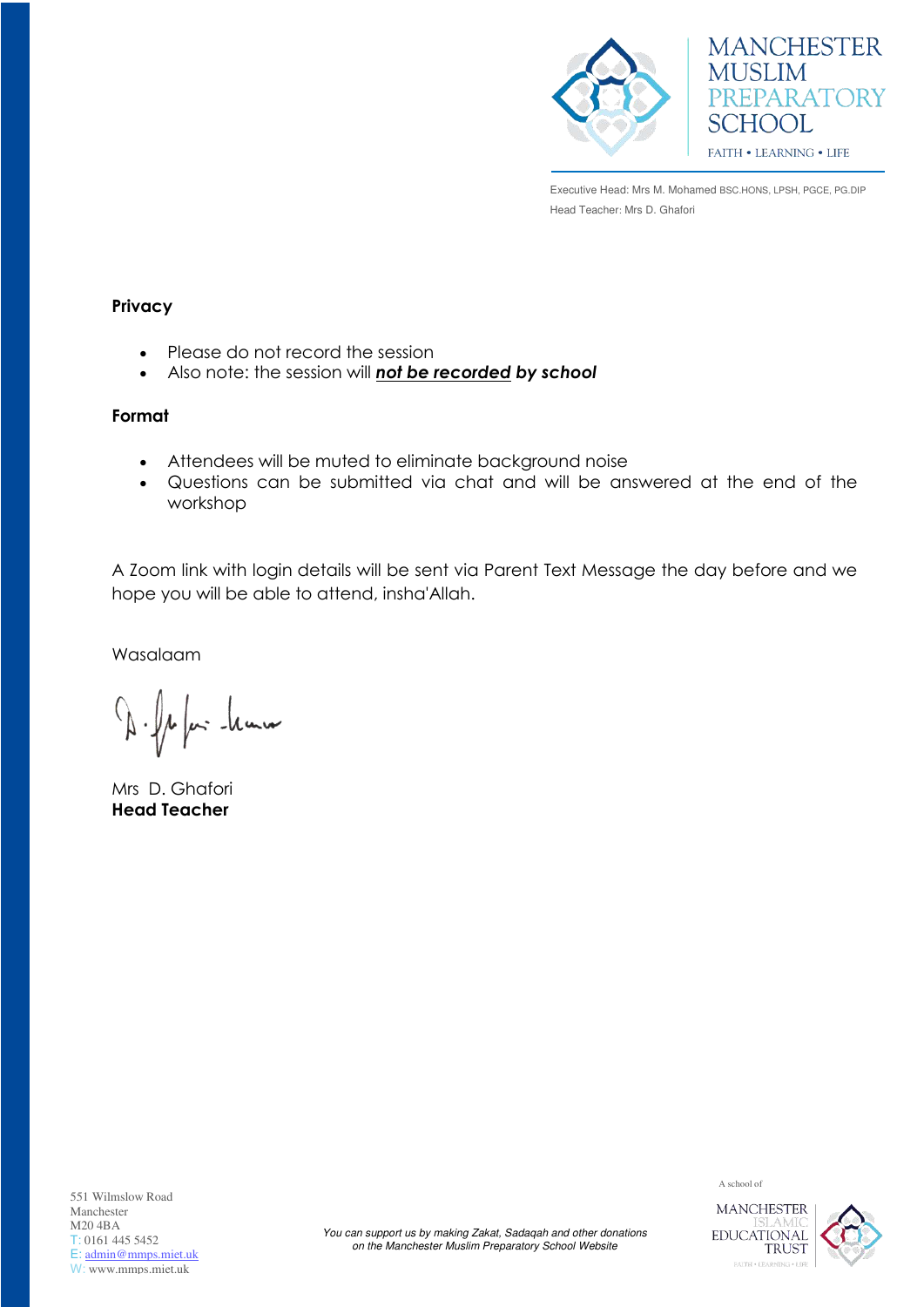**Privacy**

- Please do not record the session
- Also note: the session will ***not be recorded* by school**

**Format**

- Attendees will be muted to eliminate background noise
- Questions can be submitted via chat and will be answered at the end of the workshop

A Zoom link with login details will be sent via Parent Text Message the day before and we hope you will be able to attend, insha'Allah.

Wasalaam

Mrs D. Ghafori
**Head Teacher**